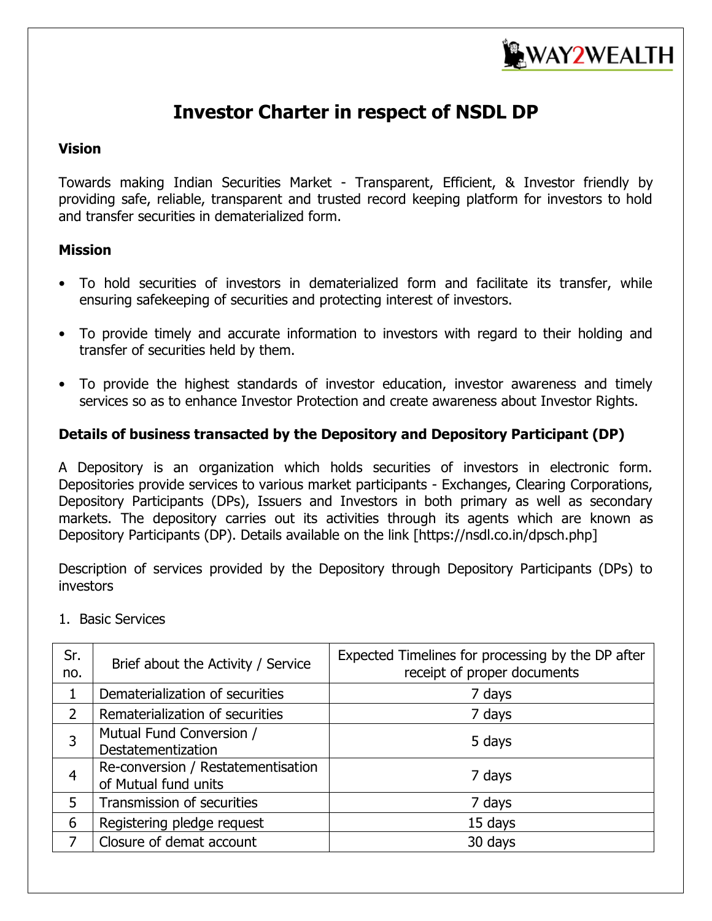# Investor Charter in respect of NSDL DP

### Vision

Towards making Indian Securities Market - Transparent, Efficient, & Investor friendly by providing safe, reliable, transparent and trusted record keeping platform for investors to hold and transfer securities in dematerialized form.

### Mission

- To hold securities of investors in dematerialized form and facilitate its transfer, while ensuring safekeeping of securities and protecting interest of investors.
- To provide timely and accurate information to investors with regard to their holding and transfer of securities held by them.
- To provide the highest standards of investor education, investor awareness and timely services so as to enhance Investor Protection and create awareness about Investor Rights.

### Details of business transacted by the Depository and Depository Participant (DP)

A Depository is an organization which holds securities of investors in electronic form. Depositories provide services to various market participants - Exchanges, Clearing Corporations, Depository Participants (DPs), Issuers and Investors in both primary as well as secondary markets. The depository carries out its activities through its agents which are known as Depository Participants (DP). Details available on the link [https://nsdl.co.in/dpsch.php]

Description of services provided by the Depository through Depository Participants (DPs) to investors

1. Basic Services

| Sr. no. | Brief about the Activity / Service | Expected Timelines for processing by the DP after receipt of proper documents |
|---|---|---|
| 1 | Dematerialization of securities | 7 days |
| 2 | Rematerialization of securities | 7 days |
| 3 | Mutual Fund Conversion / Destatementization | 5 days |
| 4 | Re-conversion / Restatementisation of Mutual fund units | 7 days |
| 5 | Transmission of securities | 7 days |
| 6 | Registering pledge request | 15 days |
| 7 | Closure of demat account | 30 days |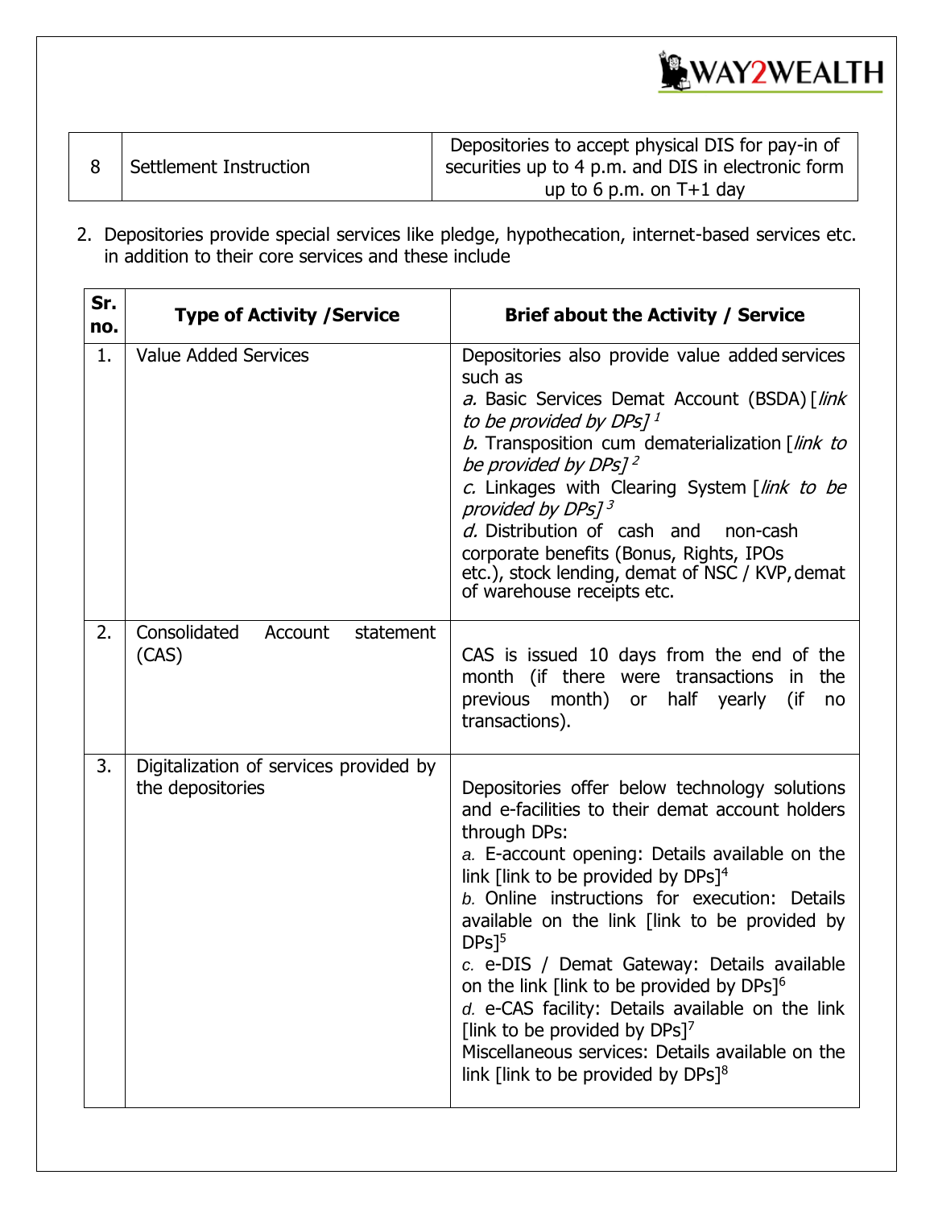| 8 | Settlement Instruction | Depositories to accept physical DIS for pay-in of securities up to 4 p.m. and DIS in electronic form up to 6 p.m. on T+1 day |
|---|---|---|

2. Depositories provide special services like pledge, hypothecation, internet-based services etc. in addition to their core services and these include

| Sr. no. | Type of Activity /Service | Brief about the Activity / Service |
|---|---|---|
| 1. | Value Added Services | Depositories also provide value added services such as<br>*a.* Basic Services Demat Account (BSDA) [*link to be provided by DPs*] [1]<br>*b.* Transposition cum dematerialization [*link to be provided by DPs*] [2]<br>*c.* Linkages with Clearing System [*link to be provided by DPs*] [3]<br>*d.* Distribution of cash and non-cash corporate benefits (Bonus, Rights, IPOs etc.), stock lending, demat of NSC / KVP, demat of warehouse receipts etc. |
| 2. | Consolidated Account statement (CAS) | CAS is issued 10 days from the end of the month (if there were transactions in the previous month) or half yearly (if no transactions). |
| 3. | Digitalization of services provided by the depositories | Depositories offer below technology solutions and e-facilities to their demat account holders through DPs:<br>*a.* E-account opening: Details available on the link [link to be provided by DPs][4]<br>*b.* Online instructions for execution: Details available on the link [link to be provided by DPs][5]<br>*c.* e-DIS / Demat Gateway: Details available on the link [link to be provided by DPs][6]<br>*d.* e-CAS facility: Details available on the link [link to be provided by DPs][7]<br>Miscellaneous services: Details available on the link [link to be provided by DPs][8] |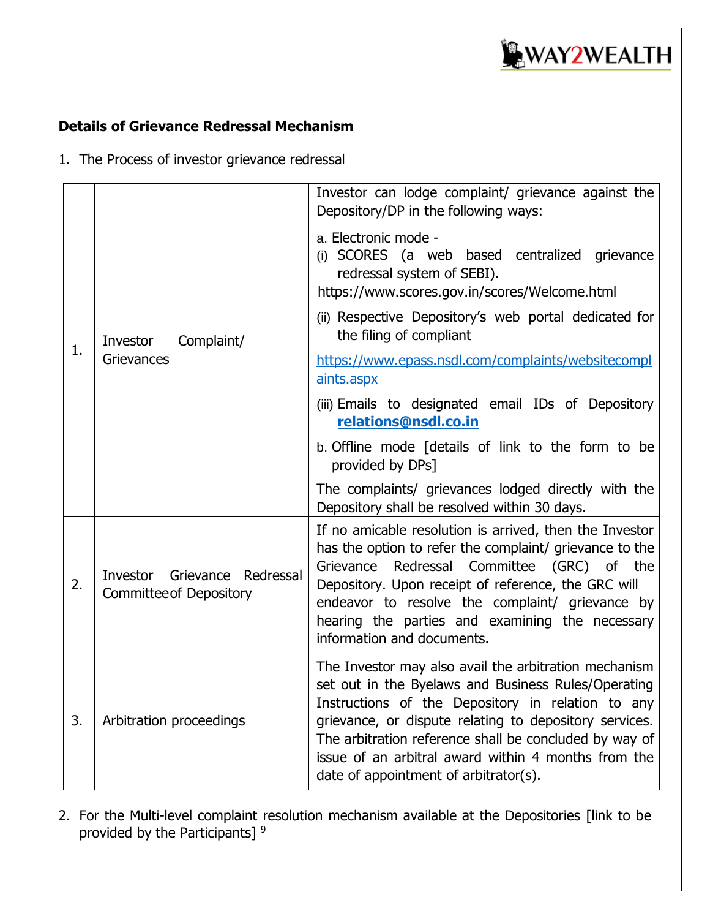**Details of Grievance Redressal Mechanism**

1. The Process of investor grievance redressal

| | | |
|---|---|---|
| 1. | Investor Complaint/ Grievances | Investor can lodge complaint/ grievance against the Depository/DP in the following ways:<br><br>a. Electronic mode -<br>(i) SCORES (a web based centralized grievance redressal system of SEBI). https://www.scores.gov.in/scores/Welcome.html<br><br>(ii) Respective Depository's web portal dedicated for the filing of compliant<br><br>https://www.epass.nsdl.com/complaints/websitecomplaints.aspx<br><br>(iii) Emails to designated email IDs of Depository **relations@nsdl.co.in**<br><br>b. Offline mode [details of link to the form to be provided by DPs]<br><br>The complaints/ grievances lodged directly with the Depository shall be resolved within 30 days. |
| 2. | Investor Grievance Redressal Committee of Depository | If no amicable resolution is arrived, then the Investor has the option to refer the complaint/ grievance to the Grievance Redressal Committee (GRC) of the Depository. Upon receipt of reference, the GRC will endeavor to resolve the complaint/ grievance by hearing the parties and examining the necessary information and documents. |
| 3. | Arbitration proceedings | The Investor may also avail the arbitration mechanism set out in the Byelaws and Business Rules/Operating Instructions of the Depository in relation to any grievance, or dispute relating to depository services. The arbitration reference shall be concluded by way of issue of an arbitral award within 4 months from the date of appointment of arbitrator(s). |

2. For the Multi-level complaint resolution mechanism available at the Depositories [link to be provided by the Participants] [9]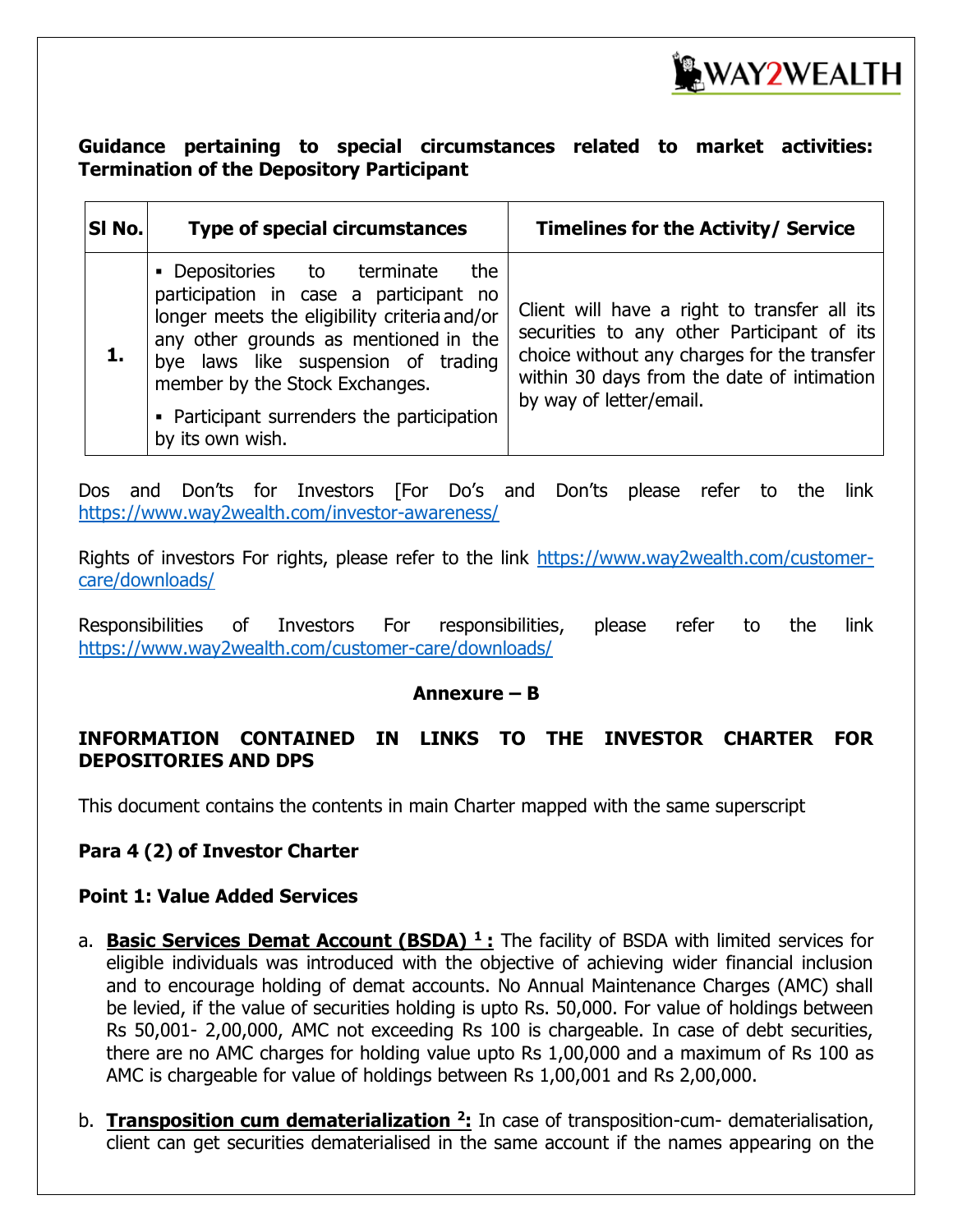**Guidance pertaining to special circumstances related to market activities: Termination of the Depository Participant**

| Sl No. | Type of special circumstances | Timelines for the Activity/ Service |
|---|---|---|
| **1.** | ▪ Depositories to terminate the participation in case a participant no longer meets the eligibility criteria and/or any other grounds as mentioned in the bye laws like suspension of trading member by the Stock Exchanges.<br>▪ Participant surrenders the participation by its own wish. | Client will have a right to transfer all its securities to any other Participant of its choice without any charges for the transfer within 30 days from the date of intimation by way of letter/email. |

Dos and Don'ts for Investors [For Do's and Don'ts please refer to the link https://www.way2wealth.com/investor-awareness/

Rights of investors For rights, please refer to the link https://www.way2wealth.com/customer-care/downloads/

Responsibilities of Investors For responsibilities, please refer to the link https://www.way2wealth.com/customer-care/downloads/

**Annexure – B**

**INFORMATION CONTAINED IN LINKS TO THE INVESTOR CHARTER FOR DEPOSITORIES AND DPS**

This document contains the contents in main Charter mapped with the same superscript

**Para 4 (2) of Investor Charter**

**Point 1: Value Added Services**

a. **Basic Services Demat Account (BSDA) [1] :** The facility of BSDA with limited services for eligible individuals was introduced with the objective of achieving wider financial inclusion and to encourage holding of demat accounts. No Annual Maintenance Charges (AMC) shall be levied, if the value of securities holding is upto Rs. 50,000. For value of holdings between Rs 50,001- 2,00,000, AMC not exceeding Rs 100 is chargeable. In case of debt securities, there are no AMC charges for holding value upto Rs 1,00,000 and a maximum of Rs 100 as AMC is chargeable for value of holdings between Rs 1,00,001 and Rs 2,00,000.

b. **Transposition cum dematerialization [2]:** In case of transposition-cum- dematerialisation, client can get securities dematerialised in the same account if the names appearing on the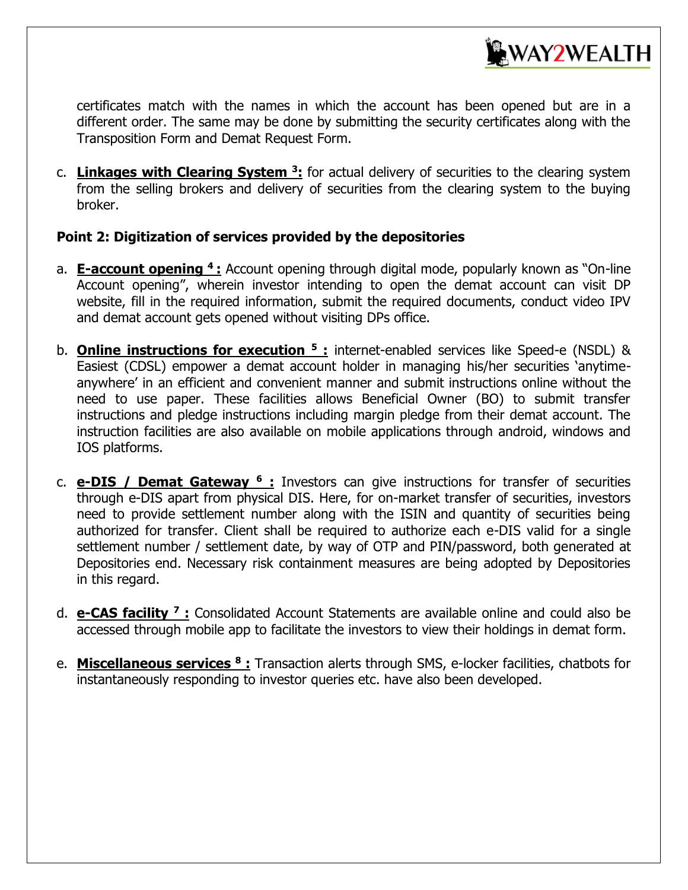certificates match with the names in which the account has been opened but are in a different order. The same may be done by submitting the security certificates along with the Transposition Form and Demat Request Form.

c. **Linkages with Clearing System [3]:** for actual delivery of securities to the clearing system from the selling brokers and delivery of securities from the clearing system to the buying broker.

**Point 2: Digitization of services provided by the depositories**

a. **E-account opening [4] :** Account opening through digital mode, popularly known as "On-line Account opening", wherein investor intending to open the demat account can visit DP website, fill in the required information, submit the required documents, conduct video IPV and demat account gets opened without visiting DPs office.

b. **Online instructions for execution [5] :** internet-enabled services like Speed-e (NSDL) & Easiest (CDSL) empower a demat account holder in managing his/her securities 'anytime-anywhere' in an efficient and convenient manner and submit instructions online without the need to use paper. These facilities allows Beneficial Owner (BO) to submit transfer instructions and pledge instructions including margin pledge from their demat account. The instruction facilities are also available on mobile applications through android, windows and IOS platforms.

c. **e-DIS / Demat Gateway [6] :** Investors can give instructions for transfer of securities through e-DIS apart from physical DIS. Here, for on-market transfer of securities, investors need to provide settlement number along with the ISIN and quantity of securities being authorized for transfer. Client shall be required to authorize each e-DIS valid for a single settlement number / settlement date, by way of OTP and PIN/password, both generated at Depositories end. Necessary risk containment measures are being adopted by Depositories in this regard.

d. **e-CAS facility [7] :** Consolidated Account Statements are available online and could also be accessed through mobile app to facilitate the investors to view their holdings in demat form.

e. **Miscellaneous services [8] :** Transaction alerts through SMS, e-locker facilities, chatbots for instantaneously responding to investor queries etc. have also been developed.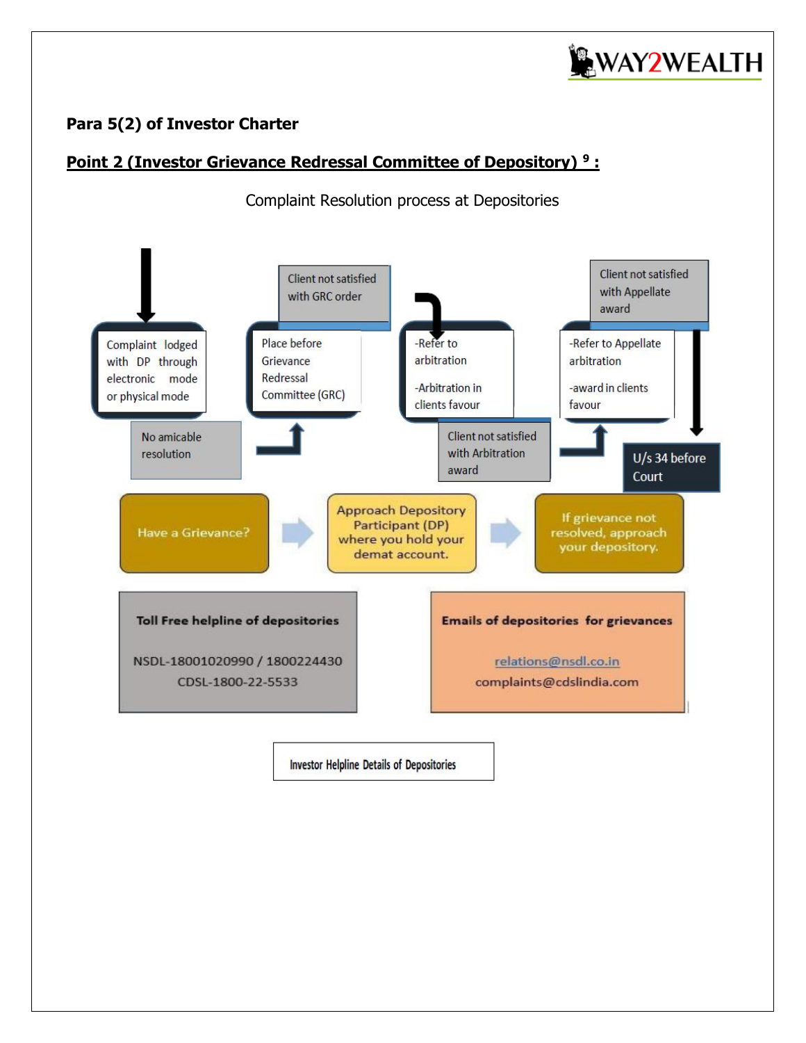**Para 5(2) of Investor Charter**

**Point 2 (Investor Grievance Redressal Committee of Depository) [9] :**

Complaint Resolution process at Depositories

Complaint lodged with DP through electronic mode or physical mode

No amicable resolution

Place before Grievance Redressal Committee (GRC)

Client not satisfied with GRC order

-Refer to arbitration

-Arbitration in clients favour

Client not satisfied with Arbitration award

-Refer to Appellate arbitration

-award in clients favour

Client not satisfied with Appellate award

U/s 34 before Court

Have a Grievance? → Approach Depository Participant (DP) where you hold your demat account. → If grievance not resolved, approach your depository.

**Toll Free helpline of depositories**

NSDL-18001020990 / 1800224430

CDSL-1800-22-5533

**Emails of depositories for grievances**

relations@nsdl.co.in

complaints@cdslindia.com

Investor Helpline Details of Depositories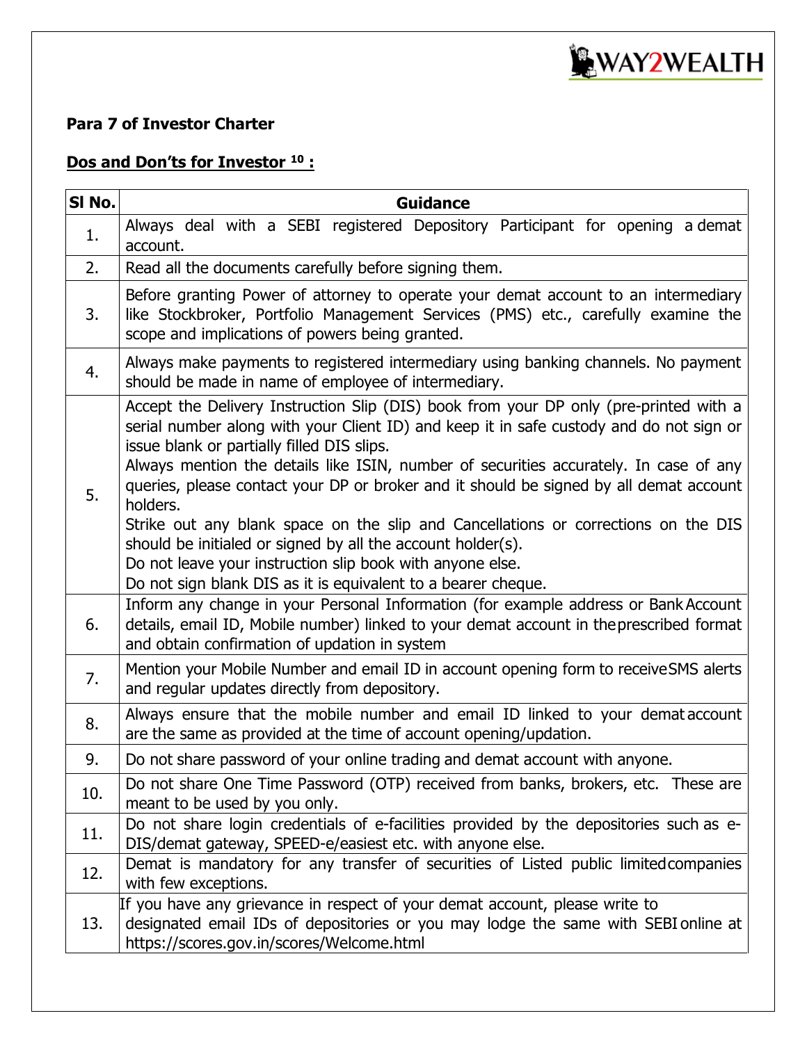**Para 7 of Investor Charter**

**Dos and Don'ts for Investor [10] :**

| Sl No. | Guidance |
|---|---|
| 1. | Always deal with a SEBI registered Depository Participant for opening a demat account. |
| 2. | Read all the documents carefully before signing them. |
| 3. | Before granting Power of attorney to operate your demat account to an intermediary like Stockbroker, Portfolio Management Services (PMS) etc., carefully examine the scope and implications of powers being granted. |
| 4. | Always make payments to registered intermediary using banking channels. No payment should be made in name of employee of intermediary. |
| 5. | Accept the Delivery Instruction Slip (DIS) book from your DP only (pre-printed with a serial number along with your Client ID) and keep it in safe custody and do not sign or issue blank or partially filled DIS slips.<br>Always mention the details like ISIN, number of securities accurately. In case of any queries, please contact your DP or broker and it should be signed by all demat account holders.<br>Strike out any blank space on the slip and Cancellations or corrections on the DIS should be initialed or signed by all the account holder(s).<br>Do not leave your instruction slip book with anyone else.<br>Do not sign blank DIS as it is equivalent to a bearer cheque. |
| 6. | Inform any change in your Personal Information (for example address or Bank Account details, email ID, Mobile number) linked to your demat account in the prescribed format and obtain confirmation of updation in system |
| 7. | Mention your Mobile Number and email ID in account opening form to receive SMS alerts and regular updates directly from depository. |
| 8. | Always ensure that the mobile number and email ID linked to your demat account are the same as provided at the time of account opening/updation. |
| 9. | Do not share password of your online trading and demat account with anyone. |
| 10. | Do not share One Time Password (OTP) received from banks, brokers, etc. These are meant to be used by you only. |
| 11. | Do not share login credentials of e-facilities provided by the depositories such as e-DIS/demat gateway, SPEED-e/easiest etc. with anyone else. |
| 12. | Demat is mandatory for any transfer of securities of Listed public limited companies with few exceptions. |
| 13. | If you have any grievance in respect of your demat account, please write to designated email IDs of depositories or you may lodge the same with SEBI online at https://scores.gov.in/scores/Welcome.html |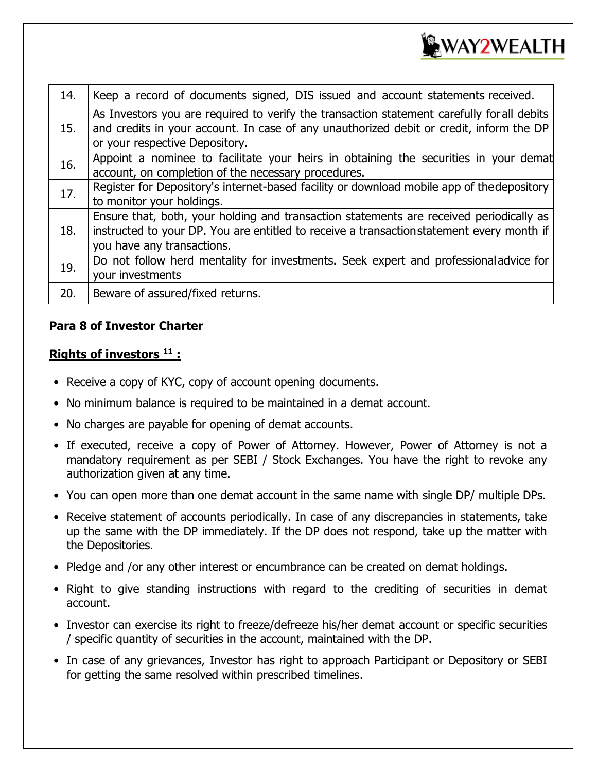| | |
|---|---|
| 14. | Keep a record of documents signed, DIS issued and account statements received. |
| 15. | As Investors you are required to verify the transaction statement carefully for all debits and credits in your account. In case of any unauthorized debit or credit, inform the DP or your respective Depository. |
| 16. | Appoint a nominee to facilitate your heirs in obtaining the securities in your demat account, on completion of the necessary procedures. |
| 17. | Register for Depository's internet-based facility or download mobile app of the depository to monitor your holdings. |
| 18. | Ensure that, both, your holding and transaction statements are received periodically as instructed to your DP. You are entitled to receive a transaction statement every month if you have any transactions. |
| 19. | Do not follow herd mentality for investments. Seek expert and professional advice for your investments |
| 20. | Beware of assured/fixed returns. |

**Para 8 of Investor Charter**

**Rights of investors [11] :**

- Receive a copy of KYC, copy of account opening documents.
- No minimum balance is required to be maintained in a demat account.
- No charges are payable for opening of demat accounts.
- If executed, receive a copy of Power of Attorney. However, Power of Attorney is not a mandatory requirement as per SEBI / Stock Exchanges. You have the right to revoke any authorization given at any time.
- You can open more than one demat account in the same name with single DP/ multiple DPs.
- Receive statement of accounts periodically. In case of any discrepancies in statements, take up the same with the DP immediately. If the DP does not respond, take up the matter with the Depositories.
- Pledge and /or any other interest or encumbrance can be created on demat holdings.
- Right to give standing instructions with regard to the crediting of securities in demat account.
- Investor can exercise its right to freeze/defreeze his/her demat account or specific securities / specific quantity of securities in the account, maintained with the DP.
- In case of any grievances, Investor has right to approach Participant or Depository or SEBI for getting the same resolved within prescribed timelines.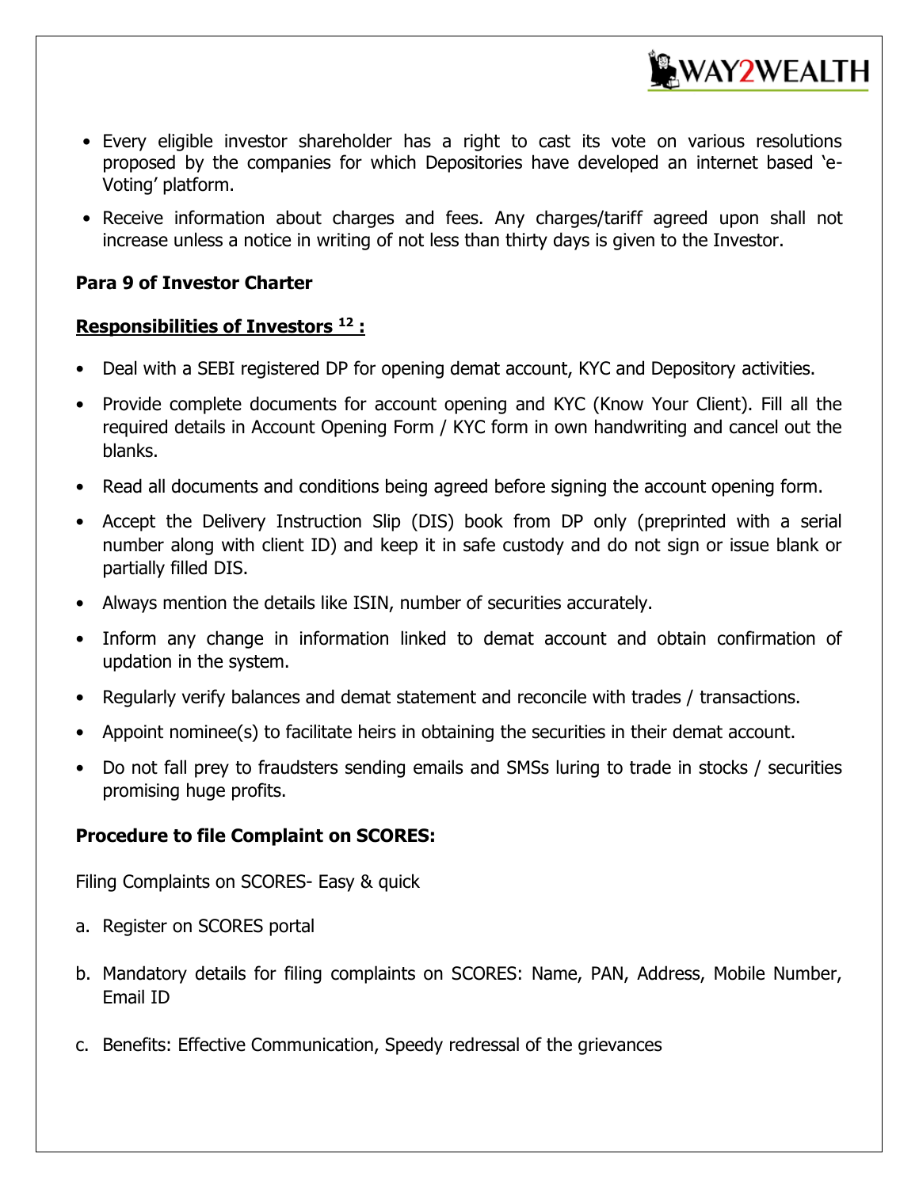- Every eligible investor shareholder has a right to cast its vote on various resolutions proposed by the companies for which Depositories have developed an internet based 'e-Voting' platform.
- Receive information about charges and fees. Any charges/tariff agreed upon shall not increase unless a notice in writing of not less than thirty days is given to the Investor.

**Para 9 of Investor Charter**

**Responsibilities of Investors [12] :**

- Deal with a SEBI registered DP for opening demat account, KYC and Depository activities.
- Provide complete documents for account opening and KYC (Know Your Client). Fill all the required details in Account Opening Form / KYC form in own handwriting and cancel out the blanks.
- Read all documents and conditions being agreed before signing the account opening form.
- Accept the Delivery Instruction Slip (DIS) book from DP only (preprinted with a serial number along with client ID) and keep it in safe custody and do not sign or issue blank or partially filled DIS.
- Always mention the details like ISIN, number of securities accurately.
- Inform any change in information linked to demat account and obtain confirmation of updation in the system.
- Regularly verify balances and demat statement and reconcile with trades / transactions.
- Appoint nominee(s) to facilitate heirs in obtaining the securities in their demat account.
- Do not fall prey to fraudsters sending emails and SMSs luring to trade in stocks / securities promising huge profits.

**Procedure to file Complaint on SCORES:**

Filing Complaints on SCORES- Easy & quick

a. Register on SCORES portal

b. Mandatory details for filing complaints on SCORES: Name, PAN, Address, Mobile Number, Email ID

c. Benefits: Effective Communication, Speedy redressal of the grievances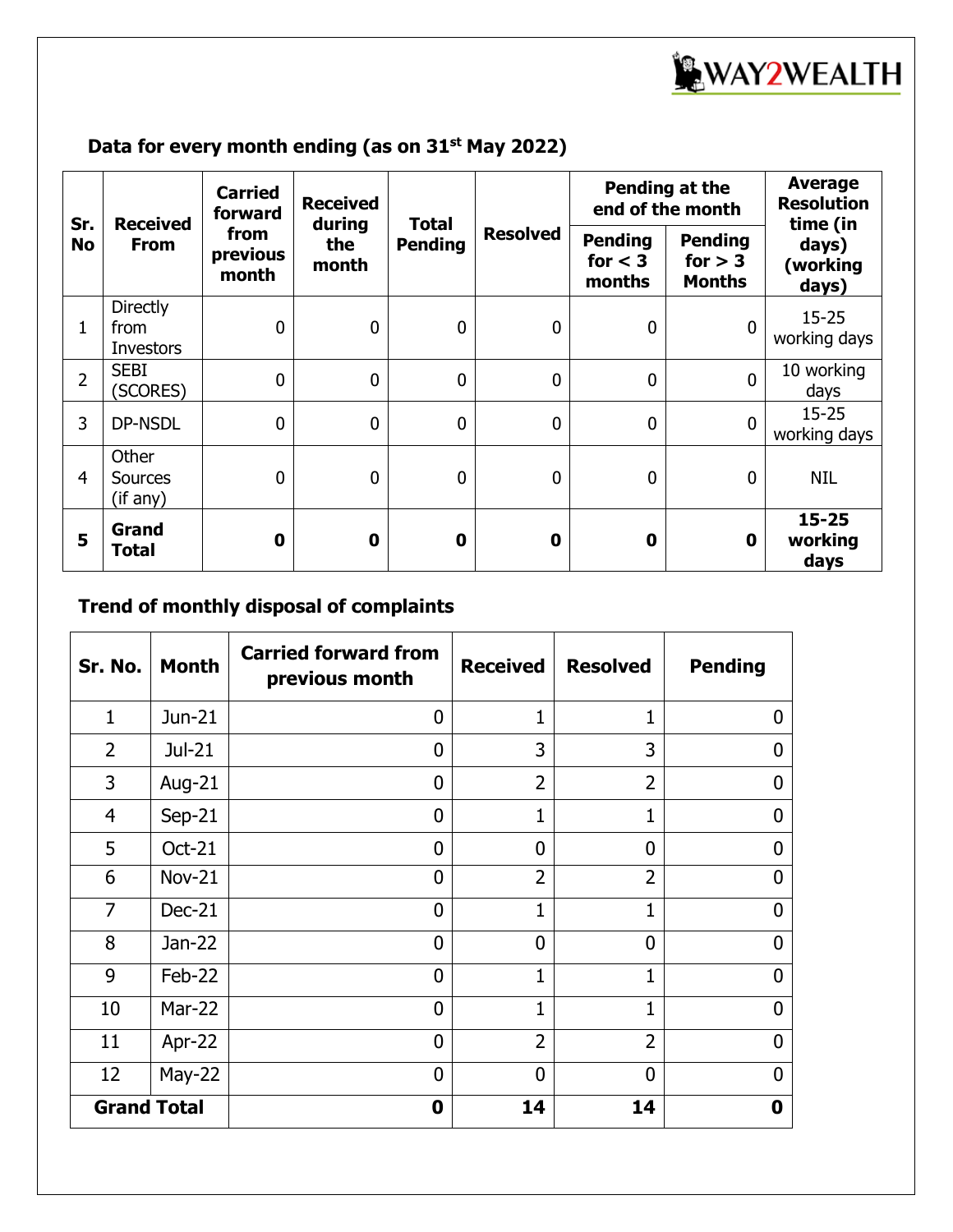## Data for every month ending (as on 31st May 2022)

| Sr. No | Received From | Carried forward from previous month | Received during the month | Total Pending | Resolved | Pending at the end of the month | | Average Resolution time (in days) (working days) |
|---|---|---|---|---|---|---|---|---|
| | | | | | | Pending for < 3 months | Pending for > 3 Months | |
| 1 | Directly from Investors | 0 | 0 | 0 | 0 | 0 | 0 | 15-25 working days |
| 2 | SEBI (SCORES) | 0 | 0 | 0 | 0 | 0 | 0 | 10 working days |
| 3 | DP-NSDL | 0 | 0 | 0 | 0 | 0 | 0 | 15-25 working days |
| 4 | Other Sources (if any) | 0 | 0 | 0 | 0 | 0 | 0 | NIL |
| **5** | **Grand Total** | **0** | **0** | **0** | **0** | **0** | **0** | **15-25 working days** |

## Trend of monthly disposal of complaints

| Sr. No. | Month | Carried forward from previous month | Received | Resolved | Pending |
|---|---|---|---|---|---|
| 1 | Jun-21 | 0 | 1 | 1 | 0 |
| 2 | Jul-21 | 0 | 3 | 3 | 0 |
| 3 | Aug-21 | 0 | 2 | 2 | 0 |
| 4 | Sep-21 | 0 | 1 | 1 | 0 |
| 5 | Oct-21 | 0 | 0 | 0 | 0 |
| 6 | Nov-21 | 0 | 2 | 2 | 0 |
| 7 | Dec-21 | 0 | 1 | 1 | 0 |
| 8 | Jan-22 | 0 | 0 | 0 | 0 |
| 9 | Feb-22 | 0 | 1 | 1 | 0 |
| 10 | Mar-22 | 0 | 1 | 1 | 0 |
| 11 | Apr-22 | 0 | 2 | 2 | 0 |
| 12 | May-22 | 0 | 0 | 0 | 0 |
| **Grand Total** | | **0** | **14** | **14** | **0** |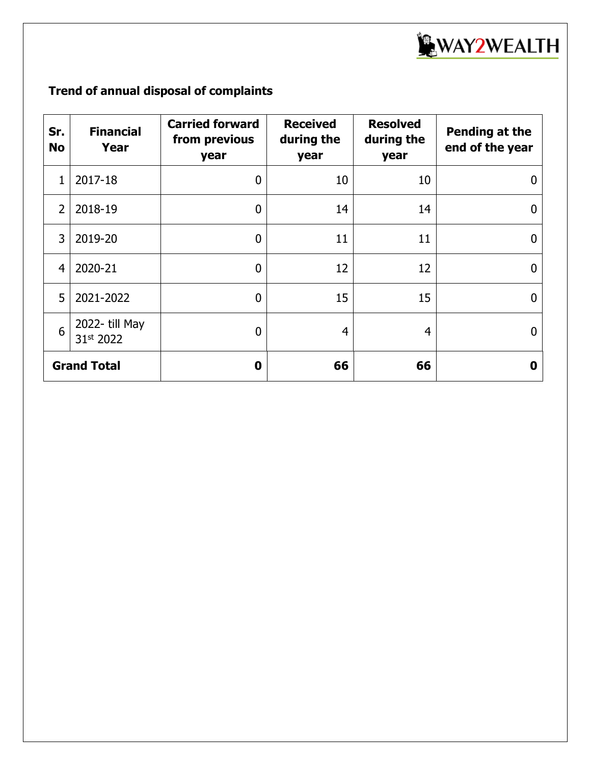**Trend of annual disposal of complaints**

| Sr. No | Financial Year | Carried forward from previous year | Received during the year | Resolved during the year | Pending at the end of the year |
|---|---|---|---|---|---|
| 1 | 2017-18 | 0 | 10 | 10 | 0 |
| 2 | 2018-19 | 0 | 14 | 14 | 0 |
| 3 | 2019-20 | 0 | 11 | 11 | 0 |
| 4 | 2020-21 | 0 | 12 | 12 | 0 |
| 5 | 2021-2022 | 0 | 15 | 15 | 0 |
| 6 | 2022- till May 31st 2022 | 0 | 4 | 4 | 0 |
| **Grand Total** | | **0** | **66** | **66** | **0** |